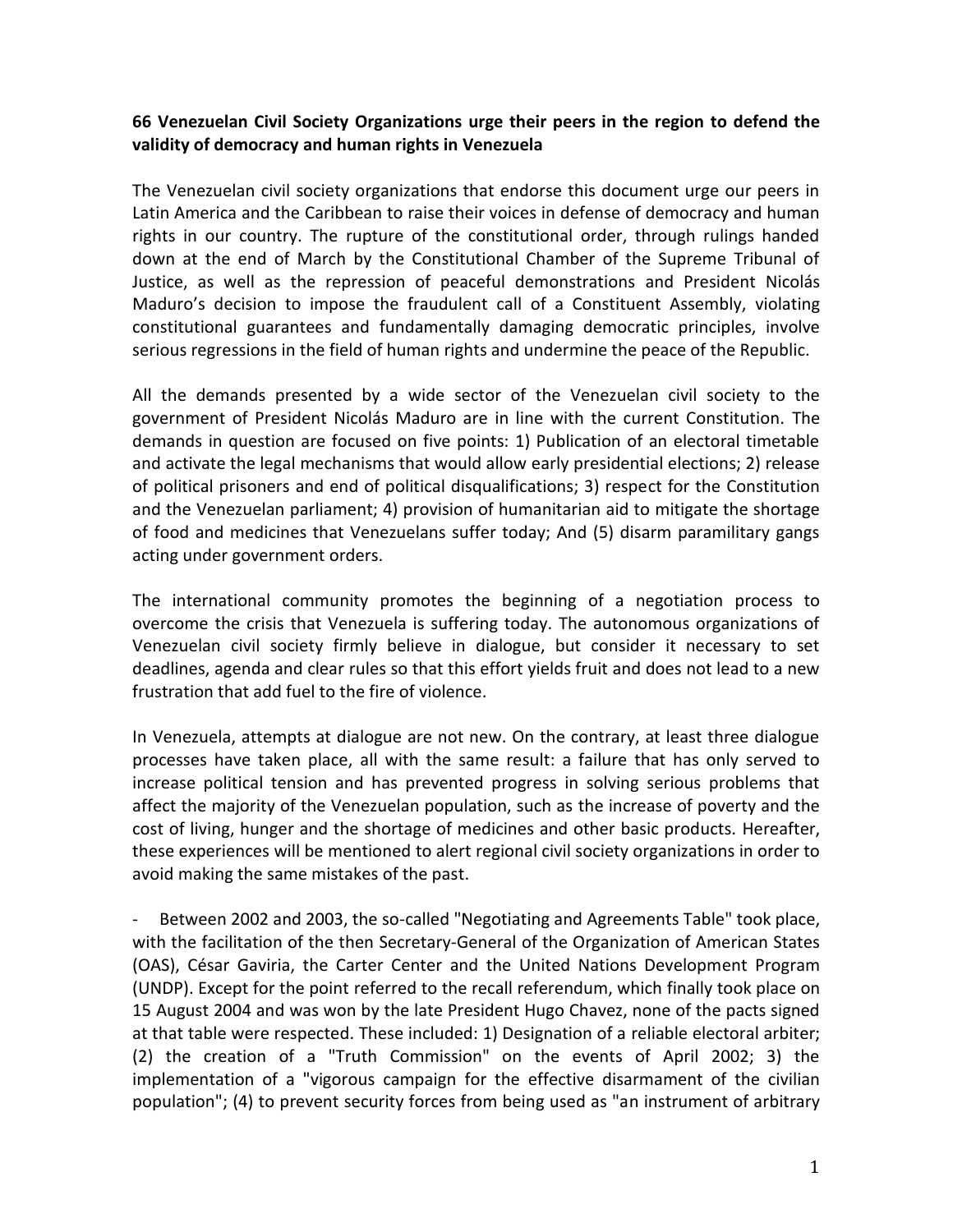**66 Venezuelan Civil Society Organizations urge their peers in the region to defend the validity of democracy and human rights in Venezuela**

The Venezuelan civil society organizations that endorse this document urge our peers in Latin America and the Caribbean to raise their voices in defense of democracy and human rights in our country. The rupture of the constitutional order, through rulings handed down at the end of March by the Constitutional Chamber of the Supreme Tribunal of Justice, as well as the repression of peaceful demonstrations and President Nicolás Maduro's decision to impose the fraudulent call of a Constituent Assembly, violating constitutional guarantees and fundamentally damaging democratic principles, involve serious regressions in the field of human rights and undermine the peace of the Republic.

All the demands presented by a wide sector of the Venezuelan civil society to the government of President Nicolás Maduro are in line with the current Constitution. The demands in question are focused on five points: 1) Publication of an electoral timetable and activate the legal mechanisms that would allow early presidential elections; 2) release of political prisoners and end of political disqualifications; 3) respect for the Constitution and the Venezuelan parliament; 4) provision of humanitarian aid to mitigate the shortage of food and medicines that Venezuelans suffer today; And (5) disarm paramilitary gangs acting under government orders.

The international community promotes the beginning of a negotiation process to overcome the crisis that Venezuela is suffering today. The autonomous organizations of Venezuelan civil society firmly believe in dialogue, but consider it necessary to set deadlines, agenda and clear rules so that this effort yields fruit and does not lead to a new frustration that add fuel to the fire of violence.

In Venezuela, attempts at dialogue are not new. On the contrary, at least three dialogue processes have taken place, all with the same result: a failure that has only served to increase political tension and has prevented progress in solving serious problems that affect the majority of the Venezuelan population, such as the increase of poverty and the cost of living, hunger and the shortage of medicines and other basic products. Hereafter, these experiences will be mentioned to alert regional civil society organizations in order to avoid making the same mistakes of the past.

- Between 2002 and 2003, the so-called "Negotiating and Agreements Table" took place, with the facilitation of the then Secretary-General of the Organization of American States (OAS), César Gaviria, the Carter Center and the United Nations Development Program (UNDP). Except for the point referred to the recall referendum, which finally took place on 15 August 2004 and was won by the late President Hugo Chavez, none of the pacts signed at that table were respected. These included: 1) Designation of a reliable electoral arbiter; (2) the creation of a "Truth Commission" on the events of April 2002; 3) the implementation of a "vigorous campaign for the effective disarmament of the civilian population"; (4) to prevent security forces from being used as "an instrument of arbitrary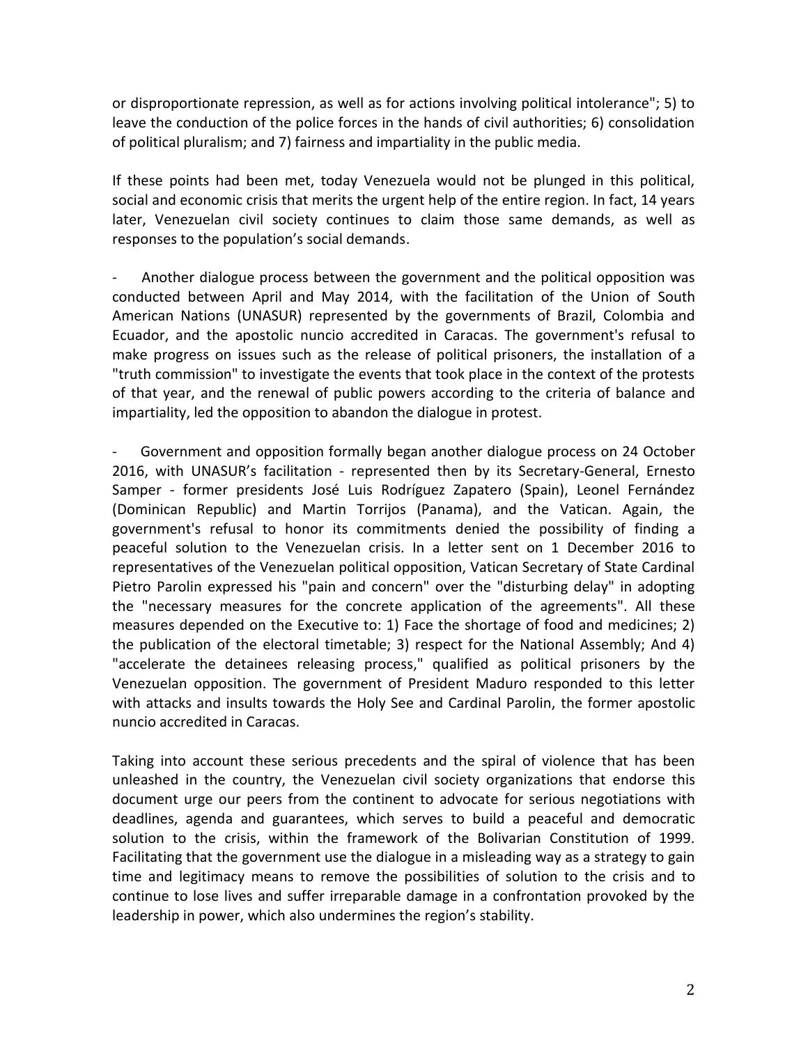or disproportionate repression, as well as for actions involving political intolerance"; 5) to leave the conduction of the police forces in the hands of civil authorities; 6) consolidation of political pluralism; and 7) fairness and impartiality in the public media.

If these points had been met, today Venezuela would not be plunged in this political, social and economic crisis that merits the urgent help of the entire region. In fact, 14 years later, Venezuelan civil society continues to claim those same demands, as well as responses to the population's social demands.

- Another dialogue process between the government and the political opposition was conducted between April and May 2014, with the facilitation of the Union of South American Nations (UNASUR) represented by the governments of Brazil, Colombia and Ecuador, and the apostolic nuncio accredited in Caracas. The government's refusal to make progress on issues such as the release of political prisoners, the installation of a "truth commission" to investigate the events that took place in the context of the protests of that year, and the renewal of public powers according to the criteria of balance and impartiality, led the opposition to abandon the dialogue in protest.

- Government and opposition formally began another dialogue process on 24 October 2016, with UNASUR's facilitation - represented then by its Secretary-General, Ernesto Samper - former presidents José Luis Rodríguez Zapatero (Spain), Leonel Fernández (Dominican Republic) and Martin Torrijos (Panama), and the Vatican. Again, the government's refusal to honor its commitments denied the possibility of finding a peaceful solution to the Venezuelan crisis. In a letter sent on 1 December 2016 to representatives of the Venezuelan political opposition, Vatican Secretary of State Cardinal Pietro Parolin expressed his "pain and concern" over the "disturbing delay" in adopting the "necessary measures for the concrete application of the agreements". All these measures depended on the Executive to: 1) Face the shortage of food and medicines; 2) the publication of the electoral timetable; 3) respect for the National Assembly; And 4) "accelerate the detainees releasing process," qualified as political prisoners by the Venezuelan opposition. The government of President Maduro responded to this letter with attacks and insults towards the Holy See and Cardinal Parolin, the former apostolic nuncio accredited in Caracas.

Taking into account these serious precedents and the spiral of violence that has been unleashed in the country, the Venezuelan civil society organizations that endorse this document urge our peers from the continent to advocate for serious negotiations with deadlines, agenda and guarantees, which serves to build a peaceful and democratic solution to the crisis, within the framework of the Bolivarian Constitution of 1999. Facilitating that the government use the dialogue in a misleading way as a strategy to gain time and legitimacy means to remove the possibilities of solution to the crisis and to continue to lose lives and suffer irreparable damage in a confrontation provoked by the leadership in power, which also undermines the region's stability.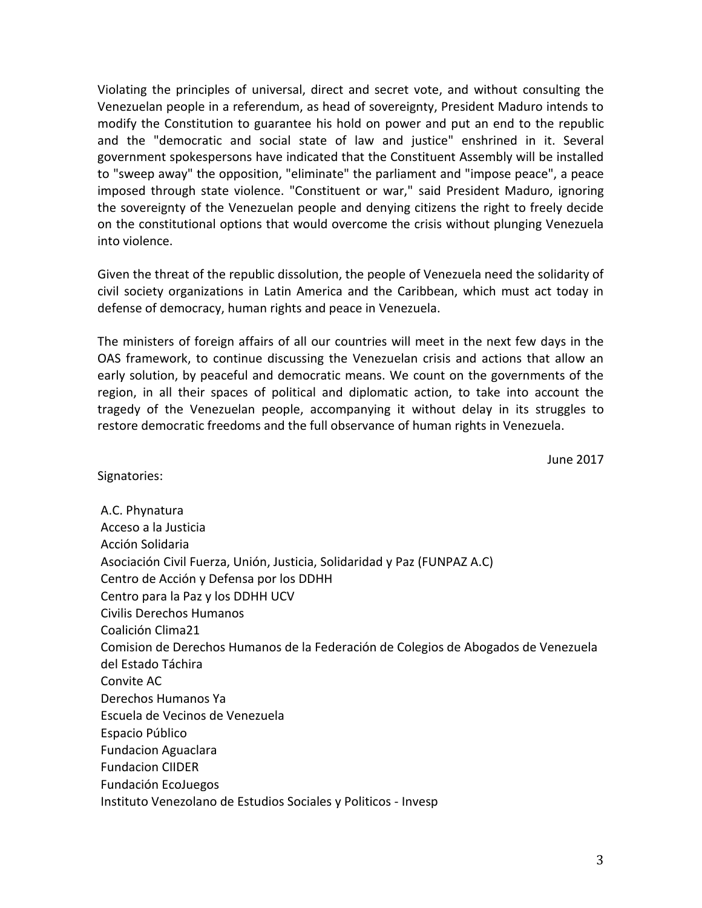Violating the principles of universal, direct and secret vote, and without consulting the Venezuelan people in a referendum, as head of sovereignty, President Maduro intends to modify the Constitution to guarantee his hold on power and put an end to the republic and the "democratic and social state of law and justice" enshrined in it. Several government spokespersons have indicated that the Constituent Assembly will be installed to "sweep away" the opposition, "eliminate" the parliament and "impose peace", a peace imposed through state violence. "Constituent or war," said President Maduro, ignoring the sovereignty of the Venezuelan people and denying citizens the right to freely decide on the constitutional options that would overcome the crisis without plunging Venezuela into violence.

Given the threat of the republic dissolution, the people of Venezuela need the solidarity of civil society organizations in Latin America and the Caribbean, which must act today in defense of democracy, human rights and peace in Venezuela.

The ministers of foreign affairs of all our countries will meet in the next few days in the OAS framework, to continue discussing the Venezuelan crisis and actions that allow an early solution, by peaceful and democratic means. We count on the governments of the region, in all their spaces of political and diplomatic action, to take into account the tragedy of the Venezuelan people, accompanying it without delay in its struggles to restore democratic freedoms and the full observance of human rights in Venezuela.

June 2017

Signatories:

A.C. Phynatura
Acceso a la Justicia
Acción Solidaria
Asociación Civil Fuerza, Unión, Justicia, Solidaridad y Paz (FUNPAZ A.C)
Centro de Acción y Defensa por los DDHH
Centro para la Paz y los DDHH UCV
Civilis Derechos Humanos
Coalición Clima21
Comision de Derechos Humanos de la Federación de Colegios de Abogados de Venezuela del Estado Táchira
Convite AC
Derechos Humanos Ya
Escuela de Vecinos de Venezuela
Espacio Público
Fundacion Aguaclara
Fundacion CIIDER
Fundación EcoJuegos
Instituto Venezolano de Estudios Sociales y Politicos - Invesp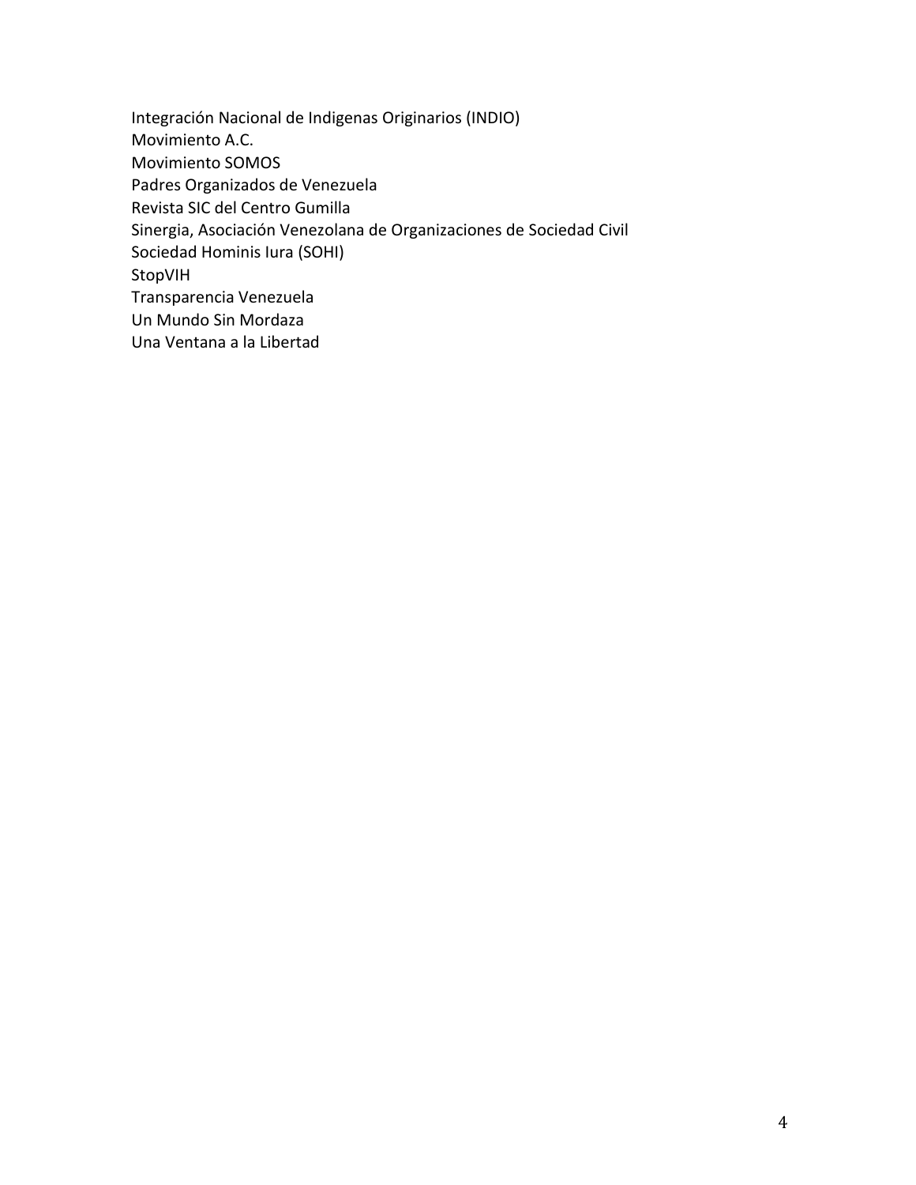Integración Nacional de Indigenas Originarios (INDIO)
Movimiento A.C.
Movimiento SOMOS
Padres Organizados de Venezuela
Revista SIC del Centro Gumilla
Sinergia, Asociación Venezolana de Organizaciones de Sociedad Civil
Sociedad Hominis Iura (SOHI)
StopVIH
Transparencia Venezuela
Un Mundo Sin Mordaza
Una Ventana a la Libertad